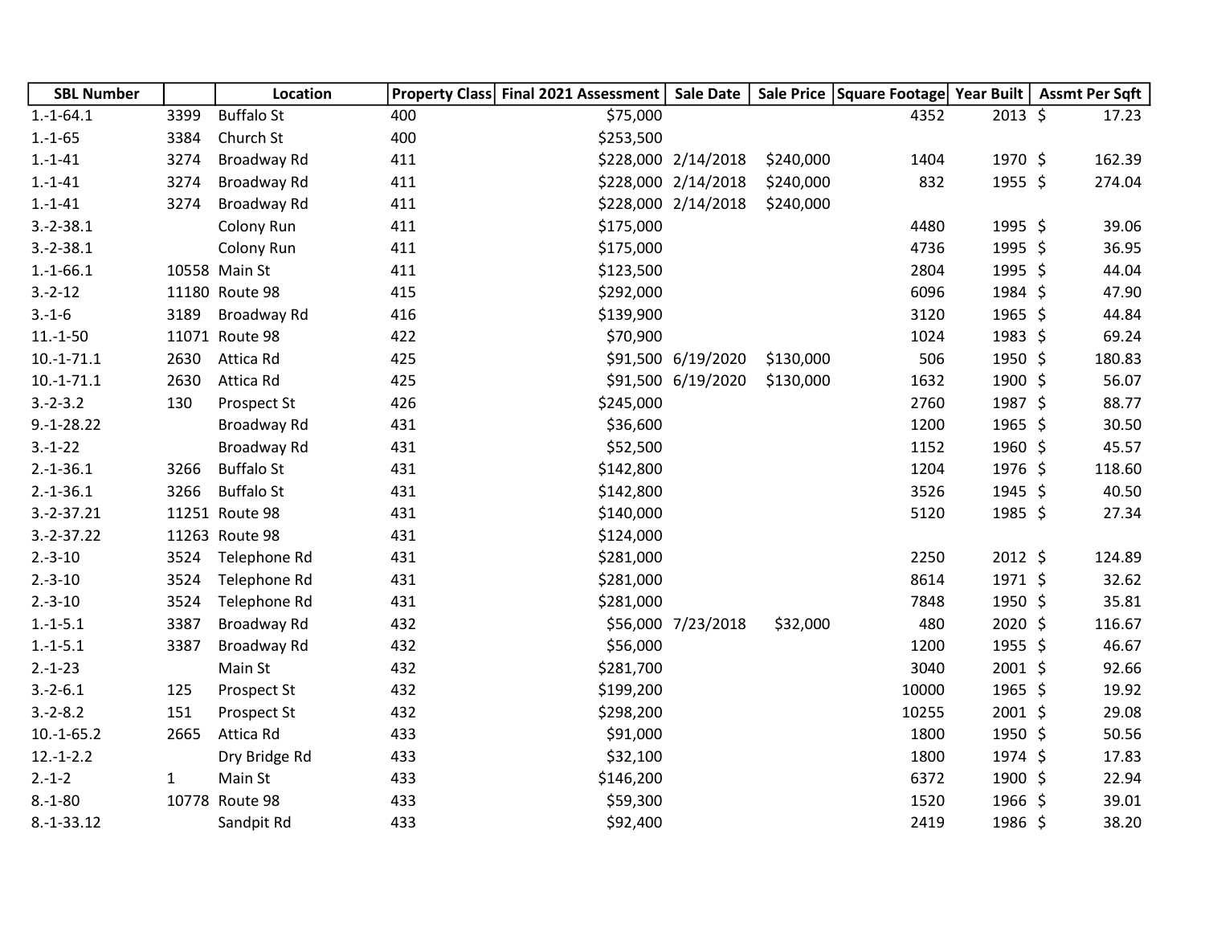| SBL Number | | Location | Property Class | Final 2021 Assessment | Sale Date | Sale Price | Square Footage | Year Built | Assmt Per Sqft |
|---|---|---|---|---|---|---|---|---|---|
| 1.-1-64.1 | 3399 | Buffalo St | 400 | $75,000 | | | 4352 | 2013 | $ 17.23 |
| 1.-1-65 | 3384 | Church St | 400 | $253,500 | | | | | |
| 1.-1-41 | 3274 | Broadway Rd | 411 | $228,000 | 2/14/2018 | $240,000 | 1404 | 1970 | $ 162.39 |
| 1.-1-41 | 3274 | Broadway Rd | 411 | $228,000 | 2/14/2018 | $240,000 | 832 | 1955 | $ 274.04 |
| 1.-1-41 | 3274 | Broadway Rd | 411 | $228,000 | 2/14/2018 | $240,000 | | | |
| 3.-2-38.1 | | Colony Run | 411 | $175,000 | | | 4480 | 1995 | $ 39.06 |
| 3.-2-38.1 | | Colony Run | 411 | $175,000 | | | 4736 | 1995 | $ 36.95 |
| 1.-1-66.1 | 10558 | Main St | 411 | $123,500 | | | 2804 | 1995 | $ 44.04 |
| 3.-2-12 | 11180 | Route 98 | 415 | $292,000 | | | 6096 | 1984 | $ 47.90 |
| 3.-1-6 | 3189 | Broadway Rd | 416 | $139,900 | | | 3120 | 1965 | $ 44.84 |
| 11.-1-50 | 11071 | Route 98 | 422 | $70,900 | | | 1024 | 1983 | $ 69.24 |
| 10.-1-71.1 | 2630 | Attica Rd | 425 | $91,500 | 6/19/2020 | $130,000 | 506 | 1950 | $ 180.83 |
| 10.-1-71.1 | 2630 | Attica Rd | 425 | $91,500 | 6/19/2020 | $130,000 | 1632 | 1900 | $ 56.07 |
| 3.-2-3.2 | 130 | Prospect St | 426 | $245,000 | | | 2760 | 1987 | $ 88.77 |
| 9.-1-28.22 | | Broadway Rd | 431 | $36,600 | | | 1200 | 1965 | $ 30.50 |
| 3.-1-22 | | Broadway Rd | 431 | $52,500 | | | 1152 | 1960 | $ 45.57 |
| 2.-1-36.1 | 3266 | Buffalo St | 431 | $142,800 | | | 1204 | 1976 | $ 118.60 |
| 2.-1-36.1 | 3266 | Buffalo St | 431 | $142,800 | | | 3526 | 1945 | $ 40.50 |
| 3.-2-37.21 | 11251 | Route 98 | 431 | $140,000 | | | 5120 | 1985 | $ 27.34 |
| 3.-2-37.22 | 11263 | Route 98 | 431 | $124,000 | | | | | |
| 2.-3-10 | 3524 | Telephone Rd | 431 | $281,000 | | | 2250 | 2012 | $ 124.89 |
| 2.-3-10 | 3524 | Telephone Rd | 431 | $281,000 | | | 8614 | 1971 | $ 32.62 |
| 2.-3-10 | 3524 | Telephone Rd | 431 | $281,000 | | | 7848 | 1950 | $ 35.81 |
| 1.-1-5.1 | 3387 | Broadway Rd | 432 | $56,000 | 7/23/2018 | $32,000 | 480 | 2020 | $ 116.67 |
| 1.-1-5.1 | 3387 | Broadway Rd | 432 | $56,000 | | | 1200 | 1955 | $ 46.67 |
| 2.-1-23 | | Main St | 432 | $281,700 | | | 3040 | 2001 | $ 92.66 |
| 3.-2-6.1 | 125 | Prospect St | 432 | $199,200 | | | 10000 | 1965 | $ 19.92 |
| 3.-2-8.2 | 151 | Prospect St | 432 | $298,200 | | | 10255 | 2001 | $ 29.08 |
| 10.-1-65.2 | 2665 | Attica Rd | 433 | $91,000 | | | 1800 | 1950 | $ 50.56 |
| 12.-1-2.2 | | Dry Bridge Rd | 433 | $32,100 | | | 1800 | 1974 | $ 17.83 |
| 2.-1-2 | 1 | Main St | 433 | $146,200 | | | 6372 | 1900 | $ 22.94 |
| 8.-1-80 | 10778 | Route 98 | 433 | $59,300 | | | 1520 | 1966 | $ 39.01 |
| 8.-1-33.12 | | Sandpit Rd | 433 | $92,400 | | | 2419 | 1986 | $ 38.20 |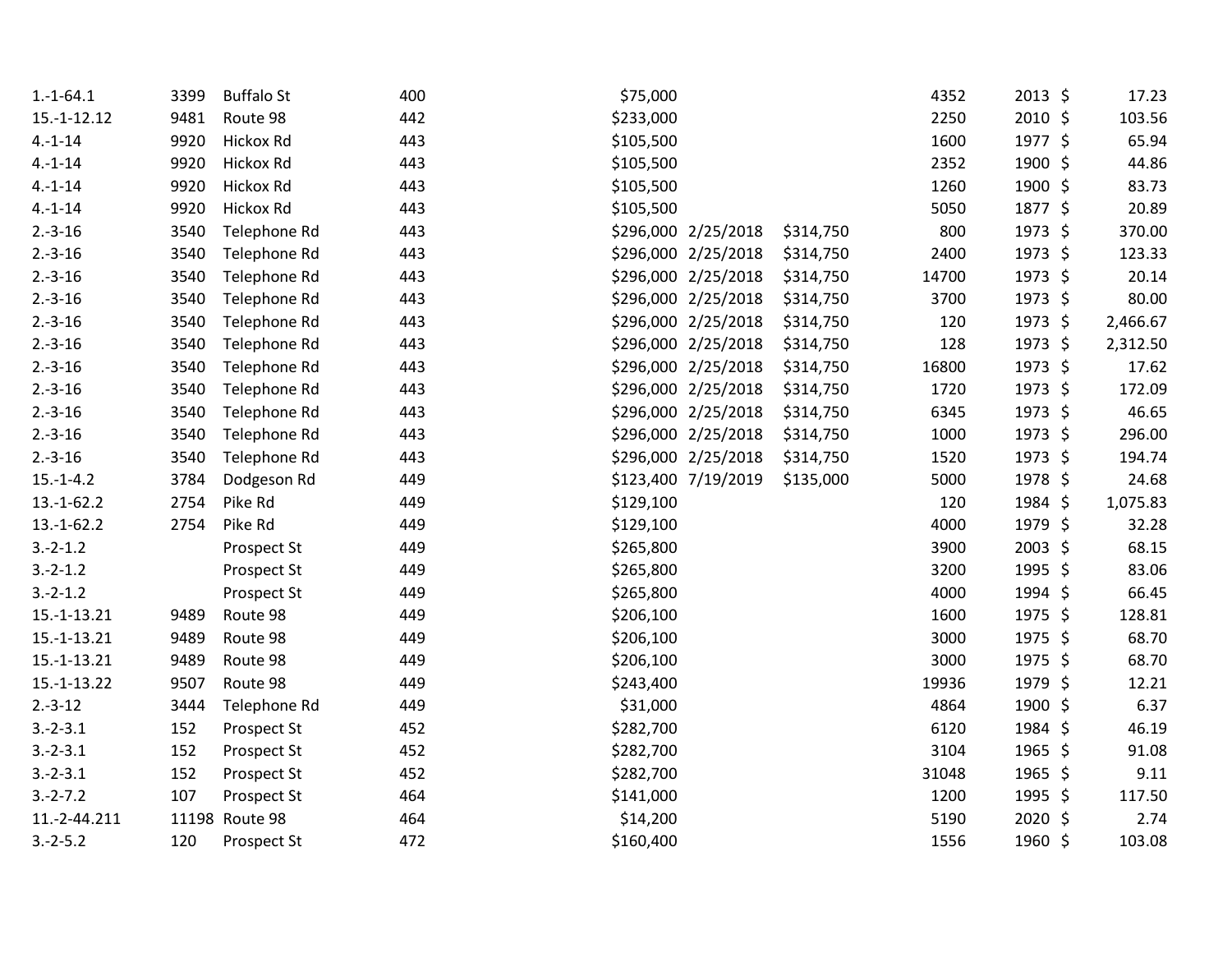| | | | | | | | | | |
|---|---|---|---|---|---|---|---|---|---|
| 1.-1-64.1 | 3399 | Buffalo St | 400 | $75,000 | | | 4352 | 2013 | $ 17.23 |
| 15.-1-12.12 | 9481 | Route 98 | 442 | $233,000 | | | 2250 | 2010 | $ 103.56 |
| 4.-1-14 | 9920 | Hickox Rd | 443 | $105,500 | | | 1600 | 1977 | $ 65.94 |
| 4.-1-14 | 9920 | Hickox Rd | 443 | $105,500 | | | 2352 | 1900 | $ 44.86 |
| 4.-1-14 | 9920 | Hickox Rd | 443 | $105,500 | | | 1260 | 1900 | $ 83.73 |
| 4.-1-14 | 9920 | Hickox Rd | 443 | $105,500 | | | 5050 | 1877 | $ 20.89 |
| 2.-3-16 | 3540 | Telephone Rd | 443 | $296,000 | 2/25/2018 | $314,750 | 800 | 1973 | $ 370.00 |
| 2.-3-16 | 3540 | Telephone Rd | 443 | $296,000 | 2/25/2018 | $314,750 | 2400 | 1973 | $ 123.33 |
| 2.-3-16 | 3540 | Telephone Rd | 443 | $296,000 | 2/25/2018 | $314,750 | 14700 | 1973 | $ 20.14 |
| 2.-3-16 | 3540 | Telephone Rd | 443 | $296,000 | 2/25/2018 | $314,750 | 3700 | 1973 | $ 80.00 |
| 2.-3-16 | 3540 | Telephone Rd | 443 | $296,000 | 2/25/2018 | $314,750 | 120 | 1973 | $ 2,466.67 |
| 2.-3-16 | 3540 | Telephone Rd | 443 | $296,000 | 2/25/2018 | $314,750 | 128 | 1973 | $ 2,312.50 |
| 2.-3-16 | 3540 | Telephone Rd | 443 | $296,000 | 2/25/2018 | $314,750 | 16800 | 1973 | $ 17.62 |
| 2.-3-16 | 3540 | Telephone Rd | 443 | $296,000 | 2/25/2018 | $314,750 | 1720 | 1973 | $ 172.09 |
| 2.-3-16 | 3540 | Telephone Rd | 443 | $296,000 | 2/25/2018 | $314,750 | 6345 | 1973 | $ 46.65 |
| 2.-3-16 | 3540 | Telephone Rd | 443 | $296,000 | 2/25/2018 | $314,750 | 1000 | 1973 | $ 296.00 |
| 2.-3-16 | 3540 | Telephone Rd | 443 | $296,000 | 2/25/2018 | $314,750 | 1520 | 1973 | $ 194.74 |
| 15.-1-4.2 | 3784 | Dodgeson Rd | 449 | $123,400 | 7/19/2019 | $135,000 | 5000 | 1978 | $ 24.68 |
| 13.-1-62.2 | 2754 | Pike Rd | 449 | $129,100 | | | 120 | 1984 | $ 1,075.83 |
| 13.-1-62.2 | 2754 | Pike Rd | 449 | $129,100 | | | 4000 | 1979 | $ 32.28 |
| 3.-2-1.2 | | Prospect St | 449 | $265,800 | | | 3900 | 2003 | $ 68.15 |
| 3.-2-1.2 | | Prospect St | 449 | $265,800 | | | 3200 | 1995 | $ 83.06 |
| 3.-2-1.2 | | Prospect St | 449 | $265,800 | | | 4000 | 1994 | $ 66.45 |
| 15.-1-13.21 | 9489 | Route 98 | 449 | $206,100 | | | 1600 | 1975 | $ 128.81 |
| 15.-1-13.21 | 9489 | Route 98 | 449 | $206,100 | | | 3000 | 1975 | $ 68.70 |
| 15.-1-13.21 | 9489 | Route 98 | 449 | $206,100 | | | 3000 | 1975 | $ 68.70 |
| 15.-1-13.22 | 9507 | Route 98 | 449 | $243,400 | | | 19936 | 1979 | $ 12.21 |
| 2.-3-12 | 3444 | Telephone Rd | 449 | $31,000 | | | 4864 | 1900 | $ 6.37 |
| 3.-2-3.1 | 152 | Prospect St | 452 | $282,700 | | | 6120 | 1984 | $ 46.19 |
| 3.-2-3.1 | 152 | Prospect St | 452 | $282,700 | | | 3104 | 1965 | $ 91.08 |
| 3.-2-3.1 | 152 | Prospect St | 452 | $282,700 | | | 31048 | 1965 | $ 9.11 |
| 3.-2-7.2 | 107 | Prospect St | 464 | $141,000 | | | 1200 | 1995 | $ 117.50 |
| 11.-2-44.211 | 11198 | Route 98 | 464 | $14,200 | | | 5190 | 2020 | $ 2.74 |
| 3.-2-5.2 | 120 | Prospect St | 472 | $160,400 | | | 1556 | 1960 | $ 103.08 |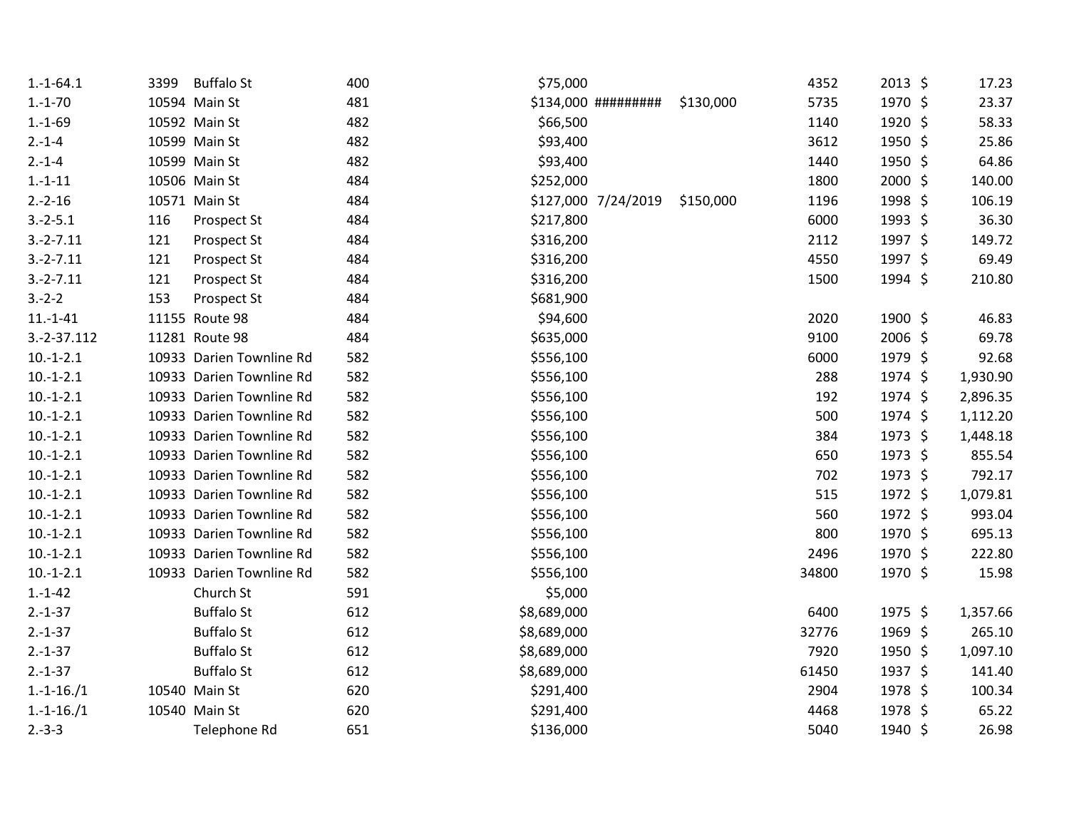| | | | | | | | | | | |
|---|---|---|---|---|---|---|---|---|---|---|
| 1.-1-64.1 | 3399 | Buffalo St | 400 | $75,000 | | | 4352 | 2013 | $ | 17.23 |
| 1.-1-70 | 10594 | Main St | 481 | $134,000 | ######### | $130,000 | 5735 | 1970 | $ | 23.37 |
| 1.-1-69 | 10592 | Main St | 482 | $66,500 | | | 1140 | 1920 | $ | 58.33 |
| 2.-1-4 | 10599 | Main St | 482 | $93,400 | | | 3612 | 1950 | $ | 25.86 |
| 2.-1-4 | 10599 | Main St | 482 | $93,400 | | | 1440 | 1950 | $ | 64.86 |
| 1.-1-11 | 10506 | Main St | 484 | $252,000 | | | 1800 | 2000 | $ | 140.00 |
| 2.-2-16 | 10571 | Main St | 484 | $127,000 | 7/24/2019 | $150,000 | 1196 | 1998 | $ | 106.19 |
| 3.-2-5.1 | 116 | Prospect St | 484 | $217,800 | | | 6000 | 1993 | $ | 36.30 |
| 3.-2-7.11 | 121 | Prospect St | 484 | $316,200 | | | 2112 | 1997 | $ | 149.72 |
| 3.-2-7.11 | 121 | Prospect St | 484 | $316,200 | | | 4550 | 1997 | $ | 69.49 |
| 3.-2-7.11 | 121 | Prospect St | 484 | $316,200 | | | 1500 | 1994 | $ | 210.80 |
| 3.-2-2 | 153 | Prospect St | 484 | $681,900 | | | | | | |
| 11.-1-41 | 11155 | Route 98 | 484 | $94,600 | | | 2020 | 1900 | $ | 46.83 |
| 3.-2-37.112 | 11281 | Route 98 | 484 | $635,000 | | | 9100 | 2006 | $ | 69.78 |
| 10.-1-2.1 | 10933 | Darien Townline Rd | 582 | $556,100 | | | 6000 | 1979 | $ | 92.68 |
| 10.-1-2.1 | 10933 | Darien Townline Rd | 582 | $556,100 | | | 288 | 1974 | $ | 1,930.90 |
| 10.-1-2.1 | 10933 | Darien Townline Rd | 582 | $556,100 | | | 192 | 1974 | $ | 2,896.35 |
| 10.-1-2.1 | 10933 | Darien Townline Rd | 582 | $556,100 | | | 500 | 1974 | $ | 1,112.20 |
| 10.-1-2.1 | 10933 | Darien Townline Rd | 582 | $556,100 | | | 384 | 1973 | $ | 1,448.18 |
| 10.-1-2.1 | 10933 | Darien Townline Rd | 582 | $556,100 | | | 650 | 1973 | $ | 855.54 |
| 10.-1-2.1 | 10933 | Darien Townline Rd | 582 | $556,100 | | | 702 | 1973 | $ | 792.17 |
| 10.-1-2.1 | 10933 | Darien Townline Rd | 582 | $556,100 | | | 515 | 1972 | $ | 1,079.81 |
| 10.-1-2.1 | 10933 | Darien Townline Rd | 582 | $556,100 | | | 560 | 1972 | $ | 993.04 |
| 10.-1-2.1 | 10933 | Darien Townline Rd | 582 | $556,100 | | | 800 | 1970 | $ | 695.13 |
| 10.-1-2.1 | 10933 | Darien Townline Rd | 582 | $556,100 | | | 2496 | 1970 | $ | 222.80 |
| 10.-1-2.1 | 10933 | Darien Townline Rd | 582 | $556,100 | | | 34800 | 1970 | $ | 15.98 |
| 1.-1-42 | | Church St | 591 | $5,000 | | | | | | |
| 2.-1-37 | | Buffalo St | 612 | $8,689,000 | | | 6400 | 1975 | $ | 1,357.66 |
| 2.-1-37 | | Buffalo St | 612 | $8,689,000 | | | 32776 | 1969 | $ | 265.10 |
| 2.-1-37 | | Buffalo St | 612 | $8,689,000 | | | 7920 | 1950 | $ | 1,097.10 |
| 2.-1-37 | | Buffalo St | 612 | $8,689,000 | | | 61450 | 1937 | $ | 141.40 |
| 1.-1-16./1 | 10540 | Main St | 620 | $291,400 | | | 2904 | 1978 | $ | 100.34 |
| 1.-1-16./1 | 10540 | Main St | 620 | $291,400 | | | 4468 | 1978 | $ | 65.22 |
| 2.-3-3 | | Telephone Rd | 651 | $136,000 | | | 5040 | 1940 | $ | 26.98 |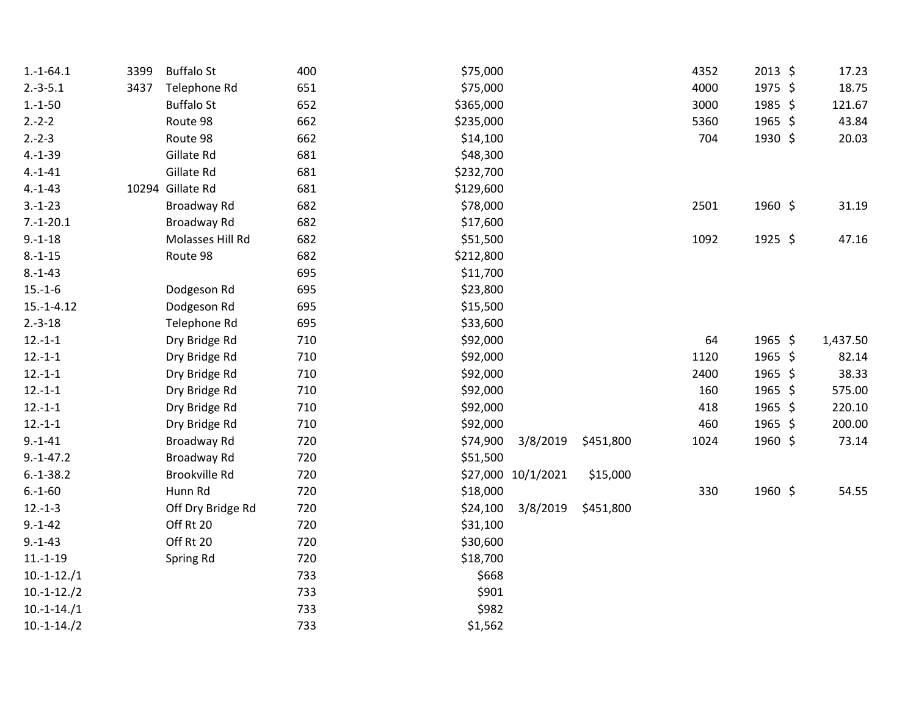| | | | | | | | | | | |
|---|---|---|---|---|---|---|---|---|---|---|
| 1.-1-64.1 | 3399 | Buffalo St | 400 | $75,000 | | | 4352 | 2013 | $ | 17.23 |
| 2.-3-5.1 | 3437 | Telephone Rd | 651 | $75,000 | | | 4000 | 1975 | $ | 18.75 |
| 1.-1-50 | | Buffalo St | 652 | $365,000 | | | 3000 | 1985 | $ | 121.67 |
| 2.-2-2 | | Route 98 | 662 | $235,000 | | | 5360 | 1965 | $ | 43.84 |
| 2.-2-3 | | Route 98 | 662 | $14,100 | | | 704 | 1930 | $ | 20.03 |
| 4.-1-39 | | Gillate Rd | 681 | $48,300 | | | | | | |
| 4.-1-41 | | Gillate Rd | 681 | $232,700 | | | | | | |
| 4.-1-43 | 10294 | Gillate Rd | 681 | $129,600 | | | | | | |
| 3.-1-23 | | Broadway Rd | 682 | $78,000 | | | 2501 | 1960 | $ | 31.19 |
| 7.-1-20.1 | | Broadway Rd | 682 | $17,600 | | | | | | |
| 9.-1-18 | | Molasses Hill Rd | 682 | $51,500 | | | 1092 | 1925 | $ | 47.16 |
| 8.-1-15 | | Route 98 | 682 | $212,800 | | | | | | |
| 8.-1-43 | | | 695 | $11,700 | | | | | | |
| 15.-1-6 | | Dodgeson Rd | 695 | $23,800 | | | | | | |
| 15.-1-4.12 | | Dodgeson Rd | 695 | $15,500 | | | | | | |
| 2.-3-18 | | Telephone Rd | 695 | $33,600 | | | | | | |
| 12.-1-1 | | Dry Bridge Rd | 710 | $92,000 | | | 64 | 1965 | $ | 1,437.50 |
| 12.-1-1 | | Dry Bridge Rd | 710 | $92,000 | | | 1120 | 1965 | $ | 82.14 |
| 12.-1-1 | | Dry Bridge Rd | 710 | $92,000 | | | 2400 | 1965 | $ | 38.33 |
| 12.-1-1 | | Dry Bridge Rd | 710 | $92,000 | | | 160 | 1965 | $ | 575.00 |
| 12.-1-1 | | Dry Bridge Rd | 710 | $92,000 | | | 418 | 1965 | $ | 220.10 |
| 12.-1-1 | | Dry Bridge Rd | 710 | $92,000 | | | 460 | 1965 | $ | 200.00 |
| 9.-1-41 | | Broadway Rd | 720 | $74,900 | 3/8/2019 | $451,800 | 1024 | 1960 | $ | 73.14 |
| 9.-1-47.2 | | Broadway Rd | 720 | $51,500 | | | | | | |
| 6.-1-38.2 | | Brookville Rd | 720 | $27,000 | 10/1/2021 | $15,000 | | | | |
| 6.-1-60 | | Hunn Rd | 720 | $18,000 | | | 330 | 1960 | $ | 54.55 |
| 12.-1-3 | | Off Dry Bridge Rd | 720 | $24,100 | 3/8/2019 | $451,800 | | | | |
| 9.-1-42 | | Off Rt 20 | 720 | $31,100 | | | | | | |
| 9.-1-43 | | Off Rt 20 | 720 | $30,600 | | | | | | |
| 11.-1-19 | | Spring Rd | 720 | $18,700 | | | | | | |
| 10.-1-12./1 | | | 733 | $668 | | | | | | |
| 10.-1-12./2 | | | 733 | $901 | | | | | | |
| 10.-1-14./1 | | | 733 | $982 | | | | | | |
| 10.-1-14./2 | | | 733 | $1,562 | | | | | | |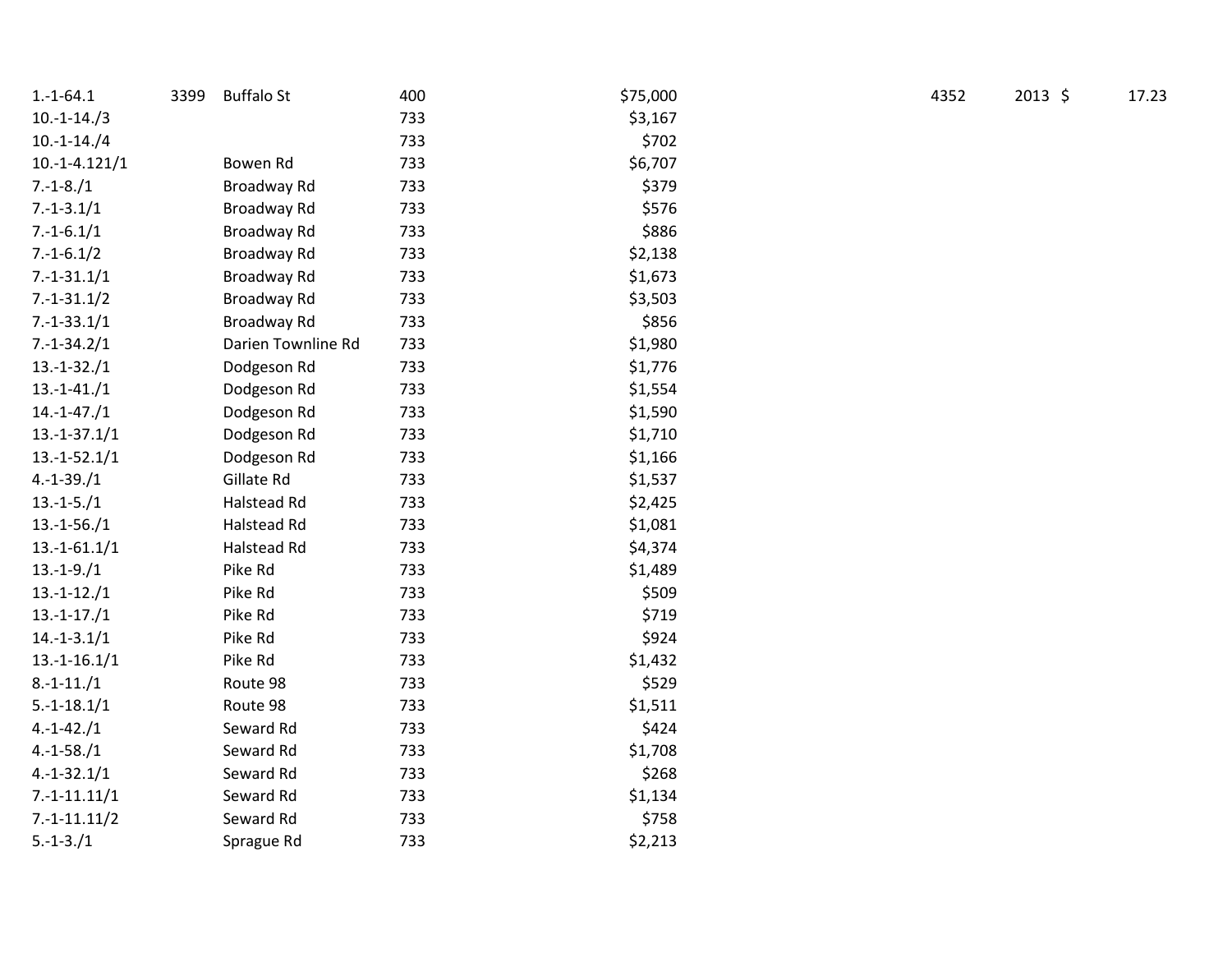| | | | | | | | | |
|---|---|---|---|---|---|---|---|---|
| 1.-1-64.1 | 3399 | Buffalo St | 400 | $75,000 | 4352 | 2013 | $ | 17.23 |
| 10.-1-14./3 | | | 733 | $3,167 | | | | |
| 10.-1-14./4 | | | 733 | $702 | | | | |
| 10.-1-4.121/1 | | Bowen Rd | 733 | $6,707 | | | | |
| 7.-1-8./1 | | Broadway Rd | 733 | $379 | | | | |
| 7.-1-3.1/1 | | Broadway Rd | 733 | $576 | | | | |
| 7.-1-6.1/1 | | Broadway Rd | 733 | $886 | | | | |
| 7.-1-6.1/2 | | Broadway Rd | 733 | $2,138 | | | | |
| 7.-1-31.1/1 | | Broadway Rd | 733 | $1,673 | | | | |
| 7.-1-31.1/2 | | Broadway Rd | 733 | $3,503 | | | | |
| 7.-1-33.1/1 | | Broadway Rd | 733 | $856 | | | | |
| 7.-1-34.2/1 | | Darien Townline Rd | 733 | $1,980 | | | | |
| 13.-1-32./1 | | Dodgeson Rd | 733 | $1,776 | | | | |
| 13.-1-41./1 | | Dodgeson Rd | 733 | $1,554 | | | | |
| 14.-1-47./1 | | Dodgeson Rd | 733 | $1,590 | | | | |
| 13.-1-37.1/1 | | Dodgeson Rd | 733 | $1,710 | | | | |
| 13.-1-52.1/1 | | Dodgeson Rd | 733 | $1,166 | | | | |
| 4.-1-39./1 | | Gillate Rd | 733 | $1,537 | | | | |
| 13.-1-5./1 | | Halstead Rd | 733 | $2,425 | | | | |
| 13.-1-56./1 | | Halstead Rd | 733 | $1,081 | | | | |
| 13.-1-61.1/1 | | Halstead Rd | 733 | $4,374 | | | | |
| 13.-1-9./1 | | Pike Rd | 733 | $1,489 | | | | |
| 13.-1-12./1 | | Pike Rd | 733 | $509 | | | | |
| 13.-1-17./1 | | Pike Rd | 733 | $719 | | | | |
| 14.-1-3.1/1 | | Pike Rd | 733 | $924 | | | | |
| 13.-1-16.1/1 | | Pike Rd | 733 | $1,432 | | | | |
| 8.-1-11./1 | | Route 98 | 733 | $529 | | | | |
| 5.-1-18.1/1 | | Route 98 | 733 | $1,511 | | | | |
| 4.-1-42./1 | | Seward Rd | 733 | $424 | | | | |
| 4.-1-58./1 | | Seward Rd | 733 | $1,708 | | | | |
| 4.-1-32.1/1 | | Seward Rd | 733 | $268 | | | | |
| 7.-1-11.11/1 | | Seward Rd | 733 | $1,134 | | | | |
| 7.-1-11.11/2 | | Seward Rd | 733 | $758 | | | | |
| 5.-1-3./1 | | Sprague Rd | 733 | $2,213 | | | | |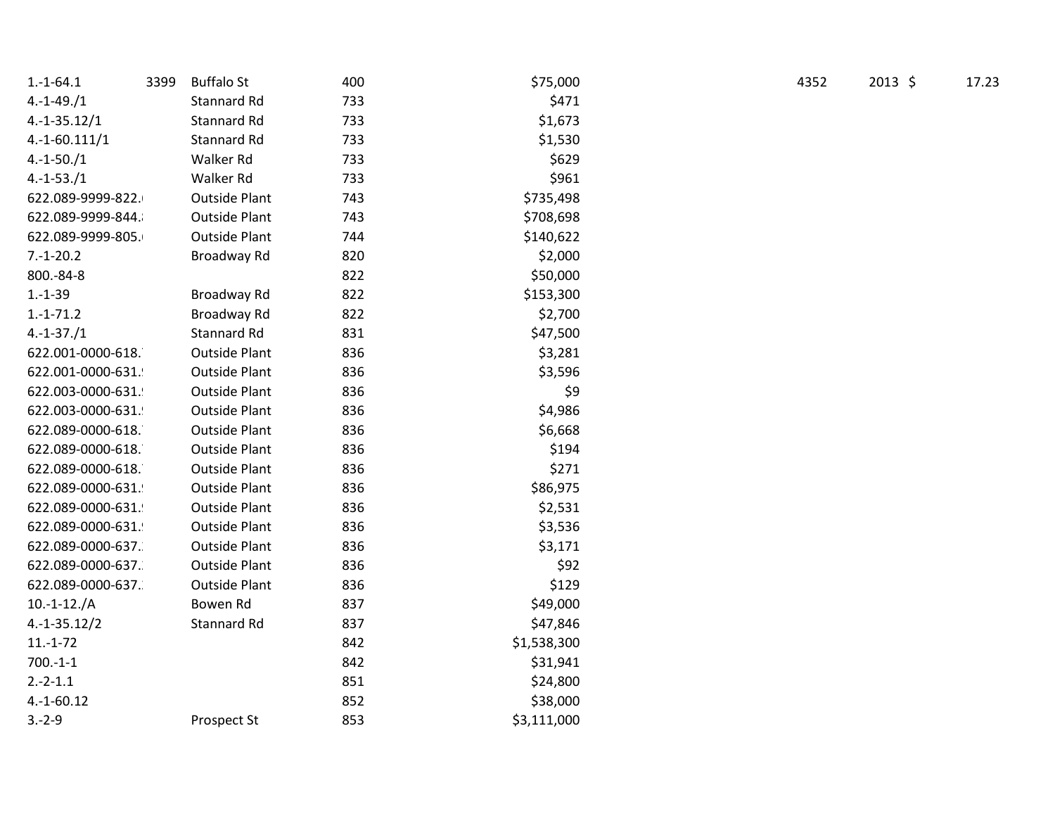| | | | | | | | | |
|---|---|---|---|---|---|---|---|---|
| 1.-1-64.1 | 3399 | Buffalo St | 400 | $75,000 | 4352 | 2013 | $ | 17.23 |
| 4.-1-49./1 | | Stannard Rd | 733 | $471 | | | | |
| 4.-1-35.12/1 | | Stannard Rd | 733 | $1,673 | | | | |
| 4.-1-60.111/1 | | Stannard Rd | 733 | $1,530 | | | | |
| 4.-1-50./1 | | Walker Rd | 733 | $629 | | | | |
| 4.-1-53./1 | | Walker Rd | 733 | $961 | | | | |
| 622.089-9999-822.( | | Outside Plant | 743 | $735,498 | | | | |
| 622.089-9999-844.: | | Outside Plant | 743 | $708,698 | | | | |
| 622.089-9999-805.( | | Outside Plant | 744 | $140,622 | | | | |
| 7.-1-20.2 | | Broadway Rd | 820 | $2,000 | | | | |
| 800.-84-8 | | | 822 | $50,000 | | | | |
| 1.-1-39 | | Broadway Rd | 822 | $153,300 | | | | |
| 1.-1-71.2 | | Broadway Rd | 822 | $2,700 | | | | |
| 4.-1-37./1 | | Stannard Rd | 831 | $47,500 | | | | |
| 622.001-0000-618.' | | Outside Plant | 836 | $3,281 | | | | |
| 622.001-0000-631.! | | Outside Plant | 836 | $3,596 | | | | |
| 622.003-0000-631.! | | Outside Plant | 836 | $9 | | | | |
| 622.003-0000-631.! | | Outside Plant | 836 | $4,986 | | | | |
| 622.089-0000-618.' | | Outside Plant | 836 | $6,668 | | | | |
| 622.089-0000-618.' | | Outside Plant | 836 | $194 | | | | |
| 622.089-0000-618.' | | Outside Plant | 836 | $271 | | | | |
| 622.089-0000-631.! | | Outside Plant | 836 | $86,975 | | | | |
| 622.089-0000-631.! | | Outside Plant | 836 | $2,531 | | | | |
| 622.089-0000-631.! | | Outside Plant | 836 | $3,536 | | | | |
| 622.089-0000-637.: | | Outside Plant | 836 | $3,171 | | | | |
| 622.089-0000-637.: | | Outside Plant | 836 | $92 | | | | |
| 622.089-0000-637.: | | Outside Plant | 836 | $129 | | | | |
| 10.-1-12./A | | Bowen Rd | 837 | $49,000 | | | | |
| 4.-1-35.12/2 | | Stannard Rd | 837 | $47,846 | | | | |
| 11.-1-72 | | | 842 | $1,538,300 | | | | |
| 700.-1-1 | | | 842 | $31,941 | | | | |
| 2.-2-1.1 | | | 851 | $24,800 | | | | |
| 4.-1-60.12 | | | 852 | $38,000 | | | | |
| 3.-2-9 | | Prospect St | 853 | $3,111,000 | | | | |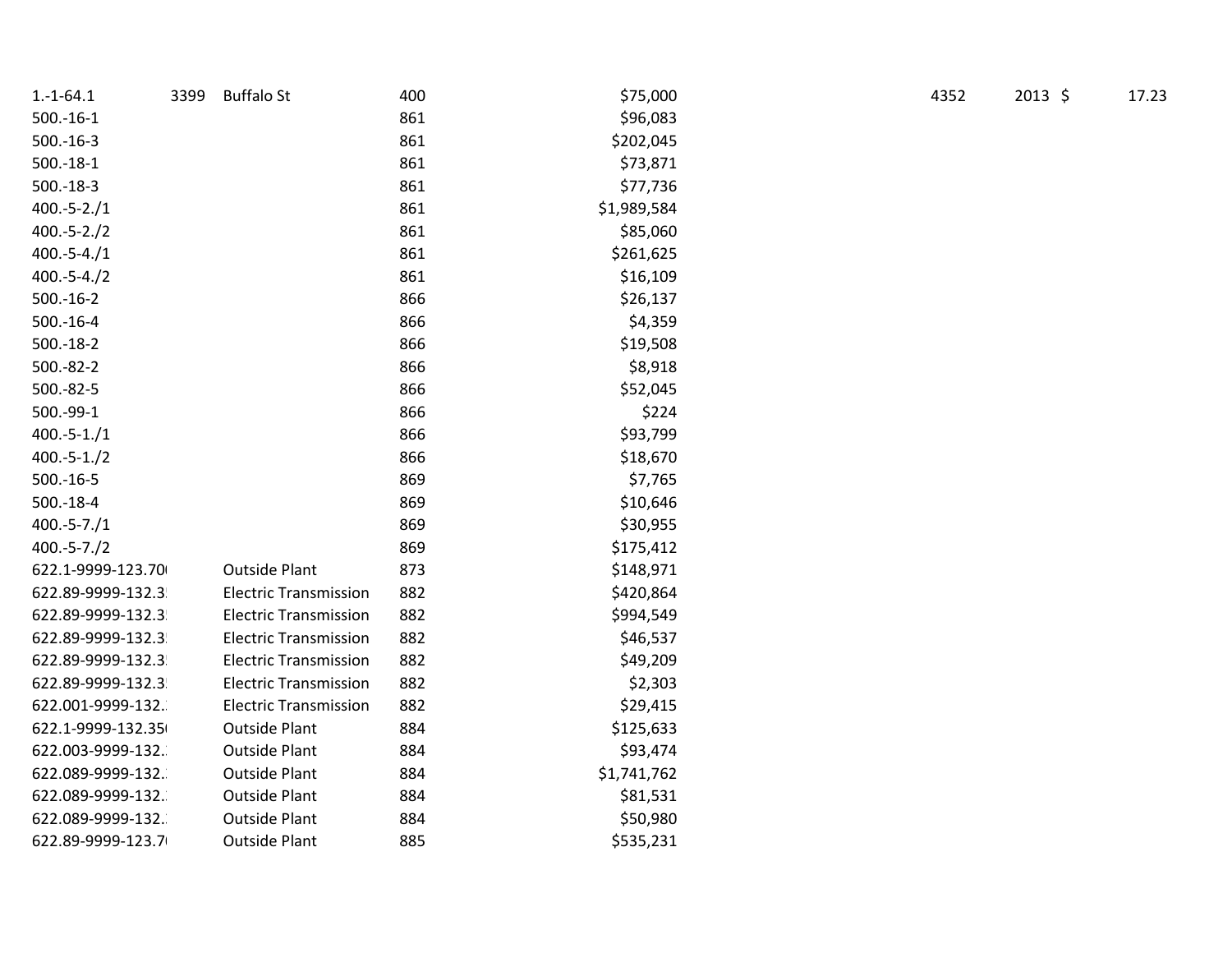| | | | | | | | | |
|---|---|---|---|---|---|---|---|---|
| 1.-1-64.1 | 3399 | Buffalo St | 400 | $75,000 | 4352 | 2013 | $ | 17.23 |
| 500.-16-1 | | | 861 | $96,083 | | | | |
| 500.-16-3 | | | 861 | $202,045 | | | | |
| 500.-18-1 | | | 861 | $73,871 | | | | |
| 500.-18-3 | | | 861 | $77,736 | | | | |
| 400.-5-2./1 | | | 861 | $1,989,584 | | | | |
| 400.-5-2./2 | | | 861 | $85,060 | | | | |
| 400.-5-4./1 | | | 861 | $261,625 | | | | |
| 400.-5-4./2 | | | 861 | $16,109 | | | | |
| 500.-16-2 | | | 866 | $26,137 | | | | |
| 500.-16-4 | | | 866 | $4,359 | | | | |
| 500.-18-2 | | | 866 | $19,508 | | | | |
| 500.-82-2 | | | 866 | $8,918 | | | | |
| 500.-82-5 | | | 866 | $52,045 | | | | |
| 500.-99-1 | | | 866 | $224 | | | | |
| 400.-5-1./1 | | | 866 | $93,799 | | | | |
| 400.-5-1./2 | | | 866 | $18,670 | | | | |
| 500.-16-5 | | | 869 | $7,765 | | | | |
| 500.-18-4 | | | 869 | $10,646 | | | | |
| 400.-5-7./1 | | | 869 | $30,955 | | | | |
| 400.-5-7./2 | | | 869 | $175,412 | | | | |
| 622.1-9999-123.70 | | Outside Plant | 873 | $148,971 | | | | |
| 622.89-9999-132.3 | | Electric Transmission | 882 | $420,864 | | | | |
| 622.89-9999-132.3 | | Electric Transmission | 882 | $994,549 | | | | |
| 622.89-9999-132.3 | | Electric Transmission | 882 | $46,537 | | | | |
| 622.89-9999-132.3 | | Electric Transmission | 882 | $49,209 | | | | |
| 622.89-9999-132.3 | | Electric Transmission | 882 | $2,303 | | | | |
| 622.001-9999-132. | | Electric Transmission | 882 | $29,415 | | | | |
| 622.1-9999-132.35 | | Outside Plant | 884 | $125,633 | | | | |
| 622.003-9999-132. | | Outside Plant | 884 | $93,474 | | | | |
| 622.089-9999-132. | | Outside Plant | 884 | $1,741,762 | | | | |
| 622.089-9999-132. | | Outside Plant | 884 | $81,531 | | | | |
| 622.089-9999-132. | | Outside Plant | 884 | $50,980 | | | | |
| 622.89-9999-123.7 | | Outside Plant | 885 | $535,231 | | | | |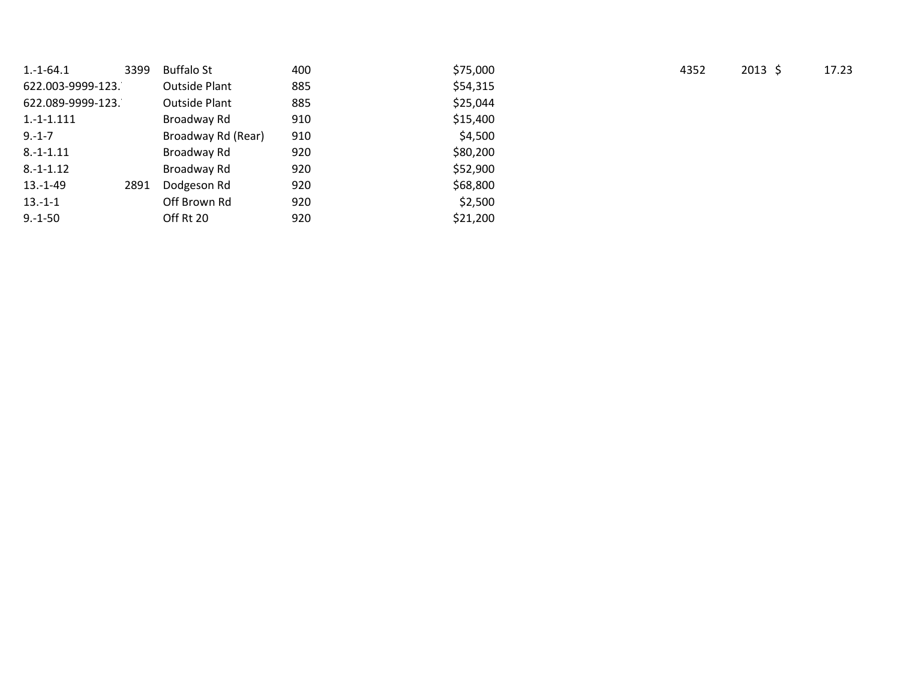| | | | | | | | | |
|---|---|---|---|---|---|---|---|---|
| 1.-1-64.1 | 3399 | Buffalo St | 400 | $75,000 | 4352 | 2013 | $ | 17.23 |
| 622.003-9999-123.1 | | Outside Plant | 885 | $54,315 | | | | |
| 622.089-9999-123.1 | | Outside Plant | 885 | $25,044 | | | | |
| 1.-1-1.111 | | Broadway Rd | 910 | $15,400 | | | | |
| 9.-1-7 | | Broadway Rd (Rear) | 910 | $4,500 | | | | |
| 8.-1-1.11 | | Broadway Rd | 920 | $80,200 | | | | |
| 8.-1-1.12 | | Broadway Rd | 920 | $52,900 | | | | |
| 13.-1-49 | 2891 | Dodgeson Rd | 920 | $68,800 | | | | |
| 13.-1-1 | | Off Brown Rd | 920 | $2,500 | | | | |
| 9.-1-50 | | Off Rt 20 | 920 | $21,200 | | | | |